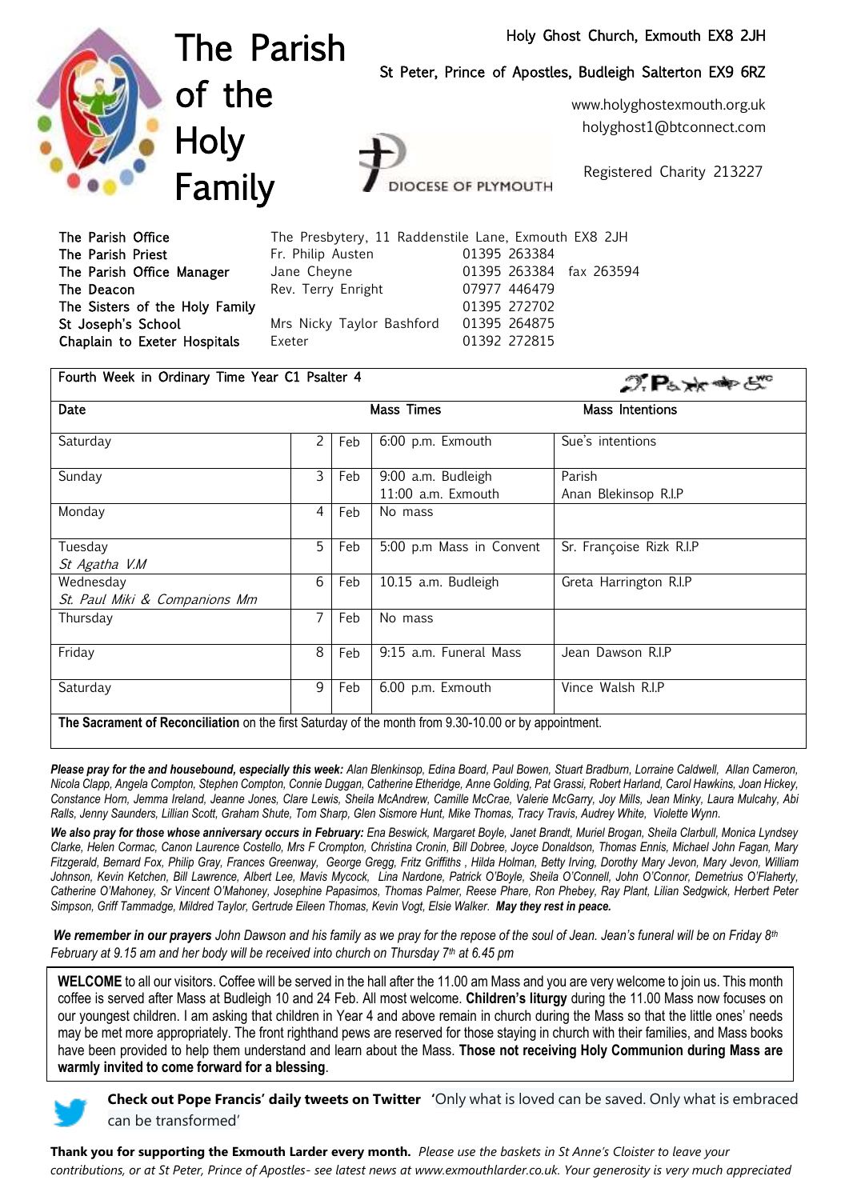# The Parish of the Holy Family

Holy Ghost Church, Exmouth EX8 2JH

St Peter, Prince of Apostles, Budleigh Salterton EX9 6RZ

www.holyghostexmouth.org.uk
holyghost1@btconnect.com

DIOCESE OF PLYMOUTH

Registered Charity 213227

| | | |
|---|---|---|
| The Parish Office | The Presbytery, 11 Raddenstile Lane, Exmouth EX8 2JH | |
| The Parish Priest | Fr. Philip Austen | 01395 263384 |
| The Parish Office Manager | Jane Cheyne | 01395 263384 fax 263594 |
| The Deacon | Rev. Terry Enright | 07977 446479 |
| The Sisters of the Holy Family | | 01395 272702 |
| St Joseph's School | Mrs Nicky Taylor Bashford | 01395 264875 |
| Chaplain to Exeter Hospitals | Exeter | 01392 272815 |

**Fourth Week in Ordinary Time Year C1 Psalter 4**

| Date | | | Mass Times | Mass Intentions |
|---|---|---|---|---|
| Saturday | 2 | Feb | 6:00 p.m. Exmouth | Sue's intentions |
| Sunday | 3 | Feb | 9:00 a.m. Budleigh<br>11:00 a.m. Exmouth | Parish<br>Anan Blekinsop R.I.P |
| Monday | 4 | Feb | No mass | |
| Tuesday<br>*St Agatha V.M* | 5 | Feb | 5:00 p.m Mass in Convent | Sr. Françoise Rizk R.I.P |
| Wednesday<br>*St. Paul Miki & Companions Mm* | 6 | Feb | 10.15 a.m. Budleigh | Greta Harrington R.I.P |
| Thursday | 7 | Feb | No mass | |
| Friday | 8 | Feb | 9:15 a.m. Funeral Mass | Jean Dawson R.I.P |
| Saturday | 9 | Feb | 6.00 p.m. Exmouth | Vince Walsh R.I.P |

**The Sacrament of Reconciliation** on the first Saturday of the month from 9.30-10.00 or by appointment.

***Please pray for the and housebound, especially this week:*** *Alan Blenkinsop, Edina Board, Paul Bowen, Stuart Bradburn, Lorraine Caldwell, Allan Cameron, Nicola Clapp, Angela Compton, Stephen Compton, Connie Duggan, Catherine Etheridge, Anne Golding, Pat Grassi, Robert Harland, Carol Hawkins, Joan Hickey, Constance Horn, Jemma Ireland, Jeanne Jones, Clare Lewis, Sheila McAndrew, Camille McCrae, Valerie McGarry, Joy Mills, Jean Minky, Laura Mulcahy, Abi Ralls, Jenny Saunders, Lillian Scott, Graham Shute, Tom Sharp, Glen Sismore Hunt, Mike Thomas, Tracy Travis, Audrey White, Violette Wynn.*

***We also pray for those whose anniversary occurs in February:*** *Ena Beswick, Margaret Boyle, Janet Brandt, Muriel Brogan, Sheila Clarbull, Monica Lyndsey Clarke, Helen Cormac, Canon Laurence Costello, Mrs F Crompton, Christina Cronin, Bill Dobree, Joyce Donaldson, Thomas Ennis, Michael John Fagan, Mary Fitzgerald, Bernard Fox, Philip Gray, Frances Greenway, George Gregg, Fritz Griffiths , Hilda Holman, Betty Irving, Dorothy Mary Jevon, Mary Jevon, William Johnson, Kevin Ketchen, Bill Lawrence, Albert Lee, Mavis Mycock, Lina Nardone, Patrick O'Boyle, Sheila O'Connell, John O'Connor, Demetrius O'Flaherty, Catherine O'Mahoney, Sr Vincent O'Mahoney, Josephine Papasimos, Thomas Palmer, Reese Phare, Ron Phebey, Ray Plant, Lilian Sedgwick, Herbert Peter Simpson, Griff Tammadge, Mildred Taylor, Gertrude Eileen Thomas, Kevin Vogt, Elsie Walker.* ***May they rest in peace.***

***We remember in our prayers*** *John Dawson and his family as we pray for the repose of the soul of Jean. Jean's funeral will be on Friday 8th February at 9.15 am and her body will be received into church on Thursday 7th at 6.45 pm*

**WELCOME** to all our visitors. Coffee will be served in the hall after the 11.00 am Mass and you are very welcome to join us. This month coffee is served after Mass at Budleigh 10 and 24 Feb. All most welcome. **Children's liturgy** during the 11.00 Mass now focuses on our youngest children. I am asking that children in Year 4 and above remain in church during the Mass so that the little ones' needs may be met more appropriately. The front righthand pews are reserved for those staying in church with their families, and Mass books have been provided to help them understand and learn about the Mass. **Those not receiving Holy Communion during Mass are warmly invited to come forward for a blessing**.

**Check out Pope Francis' daily tweets on Twitter** 'Only what is loved can be saved. Only what is embraced can be transformed'

**Thank you for supporting the Exmouth Larder every month.** *Please use the baskets in St Anne's Cloister to leave your contributions, or at St Peter, Prince of Apostles- see latest news at www.exmouthlarder.co.uk. Your generosity is very much appreciated*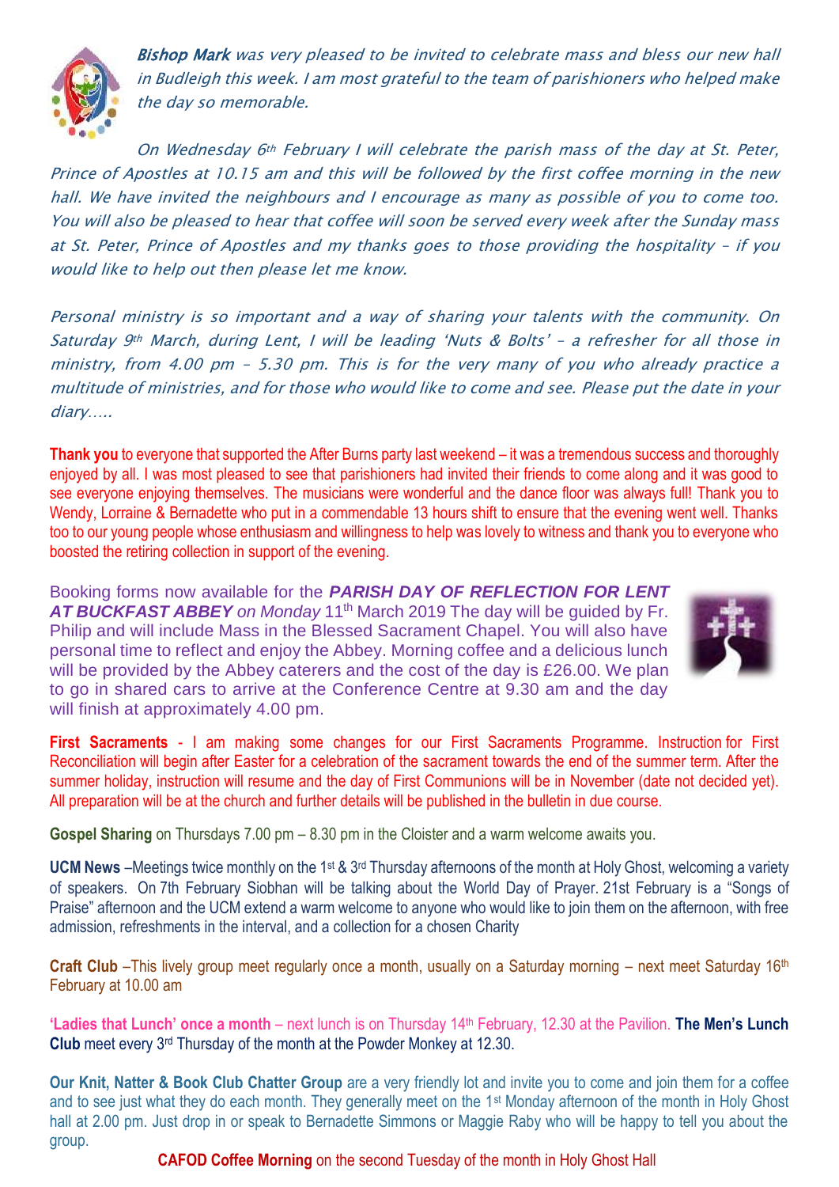***Bishop Mark** was very pleased to be invited to celebrate mass and bless our new hall in Budleigh this week. I am most grateful to the team of parishioners who helped make the day so memorable.*

*On Wednesday 6th February I will celebrate the parish mass of the day at St. Peter, Prince of Apostles at 10.15 am and this will be followed by the first coffee morning in the new hall. We have invited the neighbours and I encourage as many as possible of you to come too. You will also be pleased to hear that coffee will soon be served every week after the Sunday mass at St. Peter, Prince of Apostles and my thanks goes to those providing the hospitality – if you would like to help out then please let me know.*

*Personal ministry is so important and a way of sharing your talents with the community. On Saturday 9th March, during Lent, I will be leading 'Nuts & Bolts' – a refresher for all those in ministry, from 4.00 pm – 5.30 pm. This is for the very many of you who already practice a multitude of ministries, and for those who would like to come and see. Please put the date in your diary…..*

**Thank you** to everyone that supported the After Burns party last weekend – it was a tremendous success and thoroughly enjoyed by all. I was most pleased to see that parishioners had invited their friends to come along and it was good to see everyone enjoying themselves. The musicians were wonderful and the dance floor was always full! Thank you to Wendy, Lorraine & Bernadette who put in a commendable 13 hours shift to ensure that the evening went well. Thanks too to our young people whose enthusiasm and willingness to help was lovely to witness and thank you to everyone who boosted the retiring collection in support of the evening.

Booking forms now available for the ***PARISH DAY OF REFLECTION FOR LENT AT BUCKFAST ABBEY*** *on Monday* 11th March 2019 The day will be guided by Fr. Philip and will include Mass in the Blessed Sacrament Chapel. You will also have personal time to reflect and enjoy the Abbey. Morning coffee and a delicious lunch will be provided by the Abbey caterers and the cost of the day is £26.00. We plan to go in shared cars to arrive at the Conference Centre at 9.30 am and the day will finish at approximately 4.00 pm.

**First Sacraments** - I am making some changes for our First Sacraments Programme. Instruction for First Reconciliation will begin after Easter for a celebration of the sacrament towards the end of the summer term. After the summer holiday, instruction will resume and the day of First Communions will be in November (date not decided yet). All preparation will be at the church and further details will be published in the bulletin in due course.

**Gospel Sharing** on Thursdays 7.00 pm – 8.30 pm in the Cloister and a warm welcome awaits you.

**UCM News** –Meetings twice monthly on the 1st & 3rd Thursday afternoons of the month at Holy Ghost, welcoming a variety of speakers. On 7th February Siobhan will be talking about the World Day of Prayer. 21st February is a "Songs of Praise" afternoon and the UCM extend a warm welcome to anyone who would like to join them on the afternoon, with free admission, refreshments in the interval, and a collection for a chosen Charity

**Craft Club** –This lively group meet regularly once a month, usually on a Saturday morning – next meet Saturday 16th February at 10.00 am

**'Ladies that Lunch' once a month** – next lunch is on Thursday 14th February, 12.30 at the Pavilion. **The Men's Lunch Club** meet every 3rd Thursday of the month at the Powder Monkey at 12.30.

**Our Knit, Natter & Book Club Chatter Group** are a very friendly lot and invite you to come and join them for a coffee and to see just what they do each month. They generally meet on the 1st Monday afternoon of the month in Holy Ghost hall at 2.00 pm. Just drop in or speak to Bernadette Simmons or Maggie Raby who will be happy to tell you about the group.

**CAFOD Coffee Morning** on the second Tuesday of the month in Holy Ghost Hall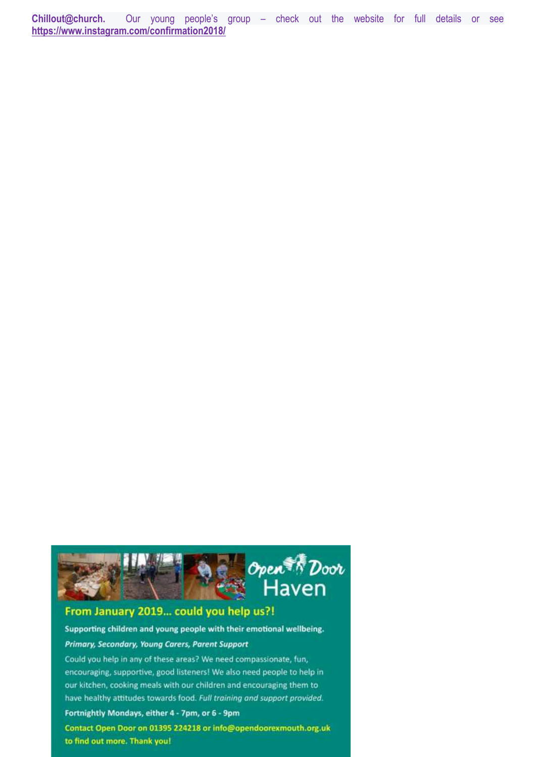**Chillout@church.** Our young people's group – check out the website for full details or see **https://www.instagram.com/confirmation2018/**

Open Door Haven

**From January 2019... could you help us?!**

**Supporting children and young people with their emotional wellbeing.**

***Primary, Secondary, Young Carers, Parent Support***

Could you help in any of these areas? We need compassionate, fun, encouraging, supportive, good listeners! We also need people to help in our kitchen, cooking meals with our children and encouraging them to have healthy attitudes towards food. *Full training and support provided.*

**Fortnightly Mondays, either 4 - 7pm, or 6 - 9pm**

**Contact Open Door on 01395 224218 or info@opendoorexmouth.org.uk to find out more. Thank you!**